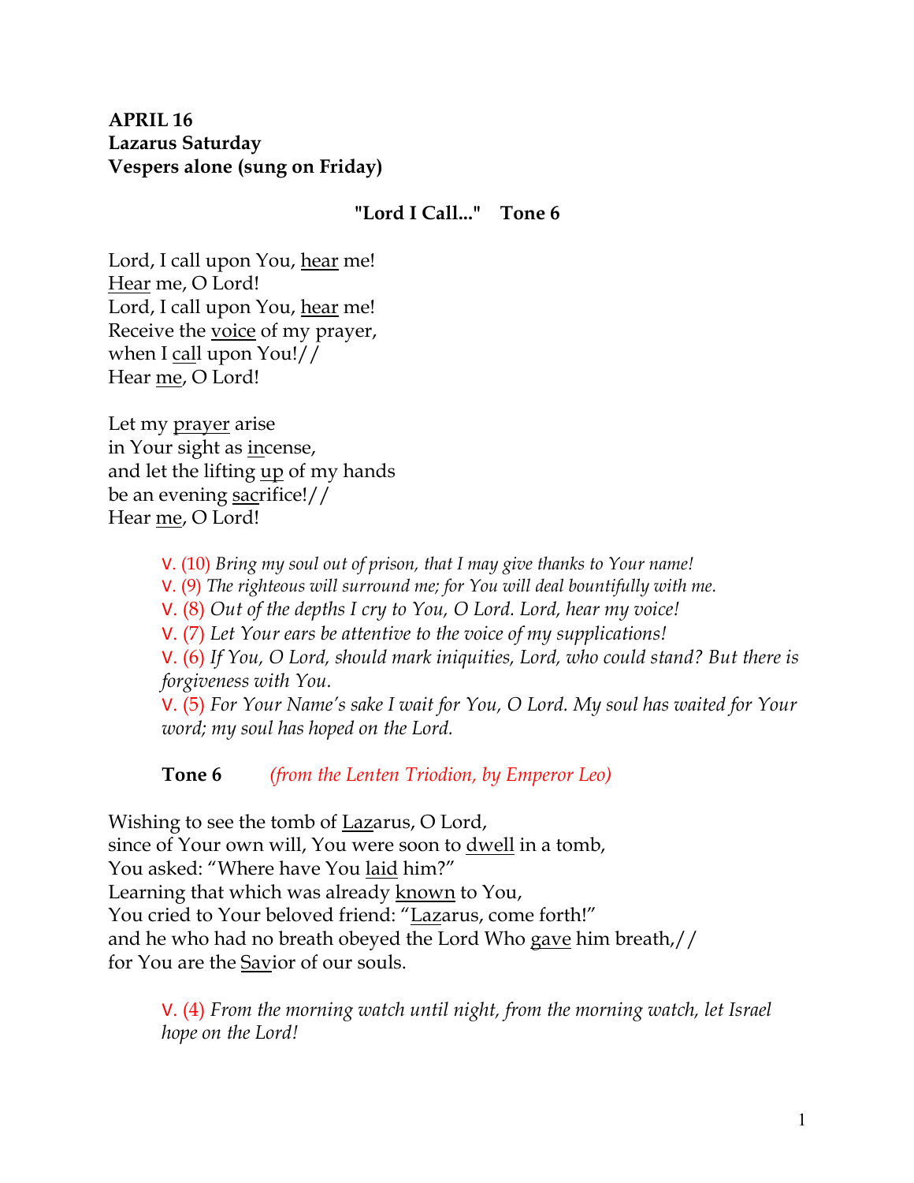**APRIL 16**
**Lazarus Saturday**
**Vespers alone (sung on Friday)**

**"Lord I Call..." Tone 6**

Lord, I call upon You, <u>hear</u> me!
<u>Hear</u> me, O Lord!
Lord, I call upon You, <u>hear</u> me!
Receive the <u>voice</u> of my prayer,
when I <u>ca</u>ll upon You!//
Hear <u>me</u>, O Lord!

Let my <u>prayer</u> arise
in Your sight as <u>in</u>cense,
and let the lifting <u>up</u> of my hands
be an evening <u>sac</u>rifice!//
Hear <u>me</u>, O Lord!

> V. (10) *Bring my soul out of prison, that I may give thanks to Your name!*
> V. (9) *The righteous will surround me; for You will deal bountifully with me.*
> V. (8) *Out of the depths I cry to You, O Lord. Lord, hear my voice!*
> V. (7) *Let Your ears be attentive to the voice of my supplications!*
> V. (6) *If You, O Lord, should mark iniquities, Lord, who could stand? But there is forgiveness with You.*
> V. (5) *For Your Name's sake I wait for You, O Lord. My soul has waited for Your word; my soul has hoped on the Lord.*

**Tone 6** *(from the Lenten Triodion, by Emperor Leo)*

Wishing to see the tomb of <u>Laz</u>arus, O Lord,
since of Your own will, You were soon to <u>dwell</u> in a tomb,
You asked: "Where have You <u>laid</u> him?"
Learning that which was already <u>known</u> to You,
You cried to Your beloved friend: "<u>Laz</u>arus, come forth!"
and he who had no breath obeyed the Lord Who <u>gave</u> him breath,//
for You are the <u>Sav</u>ior of our souls.

> V. (4) *From the morning watch until night, from the morning watch, let Israel hope on the Lord!*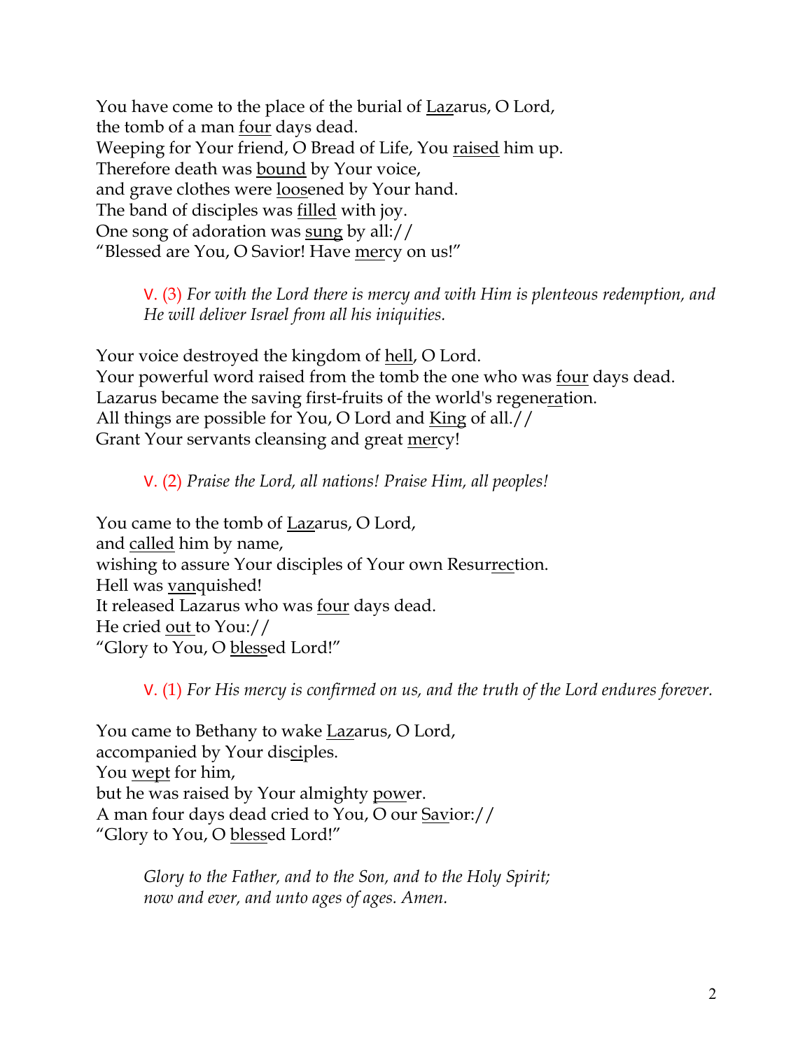You have come to the place of the burial of Lazarus, O Lord,
the tomb of a man four days dead.
Weeping for Your friend, O Bread of Life, You raised him up.
Therefore death was bound by Your voice,
and grave clothes were loosened by Your hand.
The band of disciples was filled with joy.
One song of adoration was sung by all://
"Blessed are You, O Savior! Have mercy on us!"

> V. (3) *For with the Lord there is mercy and with Him is plenteous redemption, and He will deliver Israel from all his iniquities.*

Your voice destroyed the kingdom of hell, O Lord.
Your powerful word raised from the tomb the one who was four days dead.
Lazarus became the saving first-fruits of the world's regeneration.
All things are possible for You, O Lord and King of all.//
Grant Your servants cleansing and great mercy!

> V. (2) *Praise the Lord, all nations! Praise Him, all peoples!*

You came to the tomb of Lazarus, O Lord,
and called him by name,
wishing to assure Your disciples of Your own Resurrection.
Hell was vanquished!
It released Lazarus who was four days dead.
He cried out to You://
"Glory to You, O blessed Lord!"

> V. (1) *For His mercy is confirmed on us, and the truth of the Lord endures forever.*

You came to Bethany to wake Lazarus, O Lord,
accompanied by Your disciples.
You wept for him,
but he was raised by Your almighty power.
A man four days dead cried to You, O our Savior://
"Glory to You, O blessed Lord!"

> *Glory to the Father, and to the Son, and to the Holy Spirit;*
> *now and ever, and unto ages of ages. Amen.*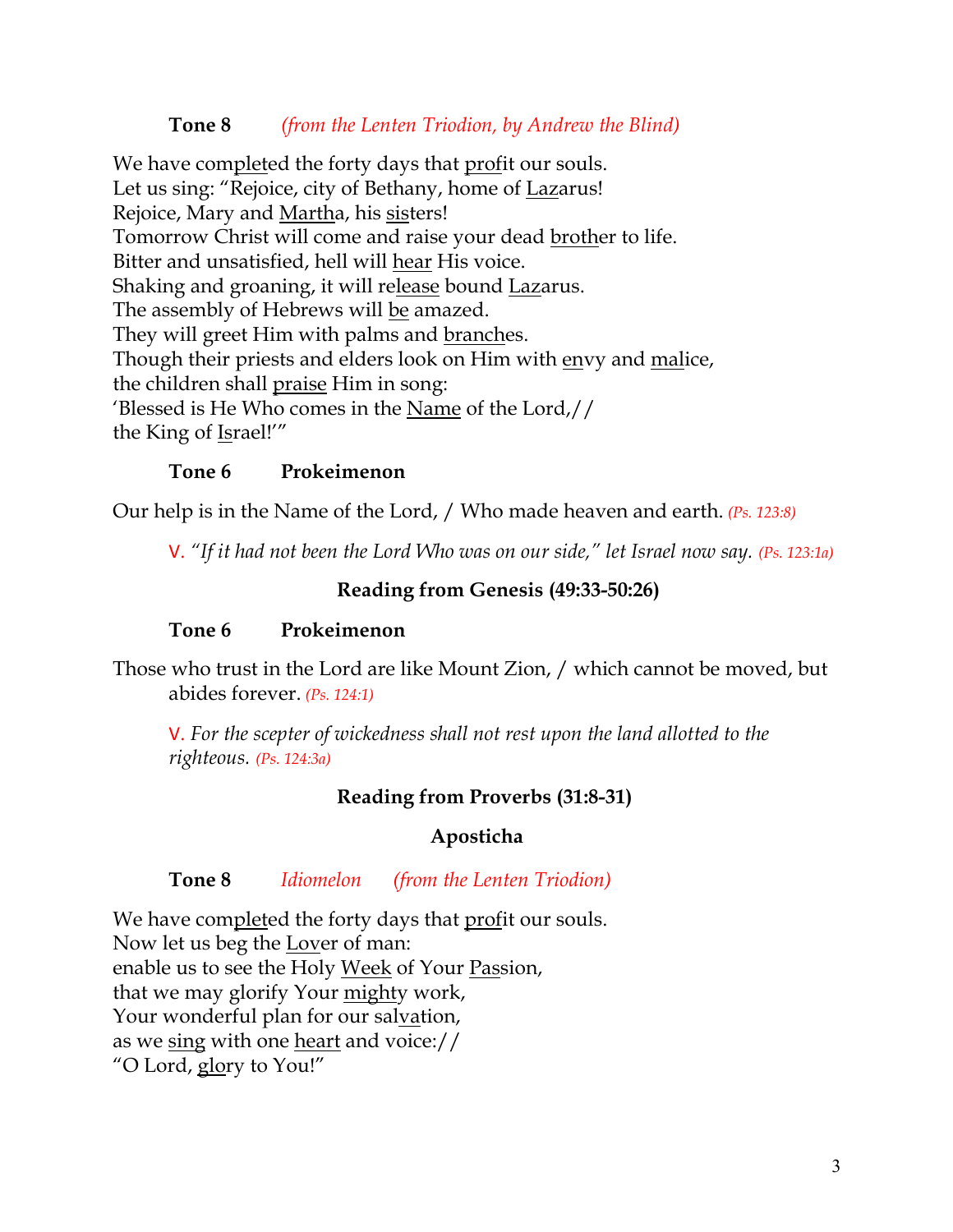**Tone 8** *(from the Lenten Triodion, by Andrew the Blind)*

We have completed the forty days that profit our souls.
Let us sing: "Rejoice, city of Bethany, home of Lazarus!
Rejoice, Mary and Martha, his sisters!
Tomorrow Christ will come and raise your dead brother to life.
Bitter and unsatisfied, hell will hear His voice.
Shaking and groaning, it will release bound Lazarus.
The assembly of Hebrews will be amazed.
They will greet Him with palms and branches.
Though their priests and elders look on Him with envy and malice,
the children shall praise Him in song:
'Blessed is He Who comes in the Name of the Lord,//
the King of Israel!'"

**Tone 6** **Prokeimenon**

Our help is in the Name of the Lord, / Who made heaven and earth. *(Ps. 123:8)*

V. *"If it had not been the Lord Who was on our side," let Israel now say.* *(Ps. 123:1a)*

**Reading from Genesis (49:33-50:26)**

**Tone 6** **Prokeimenon**

Those who trust in the Lord are like Mount Zion, / which cannot be moved, but abides forever. *(Ps. 124:1)*

V. *For the scepter of wickedness shall not rest upon the land allotted to the righteous.* *(Ps. 124:3a)*

**Reading from Proverbs (31:8-31)**

**Aposticha**

**Tone 8** *Idiomelon* *(from the Lenten Triodion)*

We have completed the forty days that profit our souls.
Now let us beg the Lover of man:
enable us to see the Holy Week of Your Passion,
that we may glorify Your mighty work,
Your wonderful plan for our salvation,
as we sing with one heart and voice://
"O Lord, glory to You!"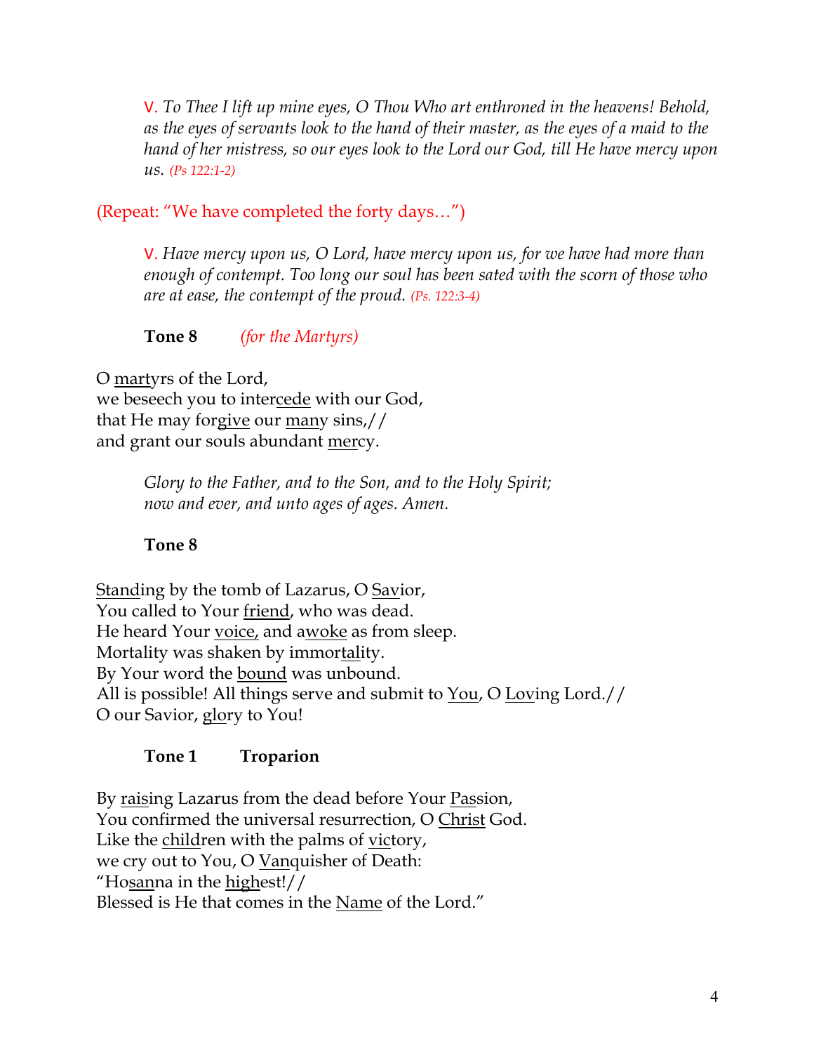V. *To Thee I lift up mine eyes, O Thou Who art enthroned in the heavens! Behold, as the eyes of servants look to the hand of their master, as the eyes of a maid to the hand of her mistress, so our eyes look to the Lord our God, till He have mercy upon us.* *(Ps 122:1-2)*

(Repeat: "We have completed the forty days…")

V. *Have mercy upon us, O Lord, have mercy upon us, for we have had more than enough of contempt. Too long our soul has been sated with the scorn of those who are at ease, the contempt of the proud.* *(Ps. 122:3-4)*

**Tone 8** *(for the Martyrs)*

O martyrs of the Lord,
we beseech you to intercede with our God,
that He may forgive our many sins,//
and grant our souls abundant mercy.

*Glory to the Father, and to the Son, and to the Holy Spirit;*
*now and ever, and unto ages of ages. Amen.*

**Tone 8**

Standing by the tomb of Lazarus, O Savior,
You called to Your friend, who was dead.
He heard Your voice, and awoke as from sleep.
Mortality was shaken by immortality.
By Your word the bound was unbound.
All is possible! All things serve and submit to You, O Loving Lord.//
O our Savior, glory to You!

**Tone 1 Troparion**

By raising Lazarus from the dead before Your Passion,
You confirmed the universal resurrection, O Christ God.
Like the children with the palms of victory,
we cry out to You, O Vanquisher of Death:
"Hosanna in the highest!//
Blessed is He that comes in the Name of the Lord."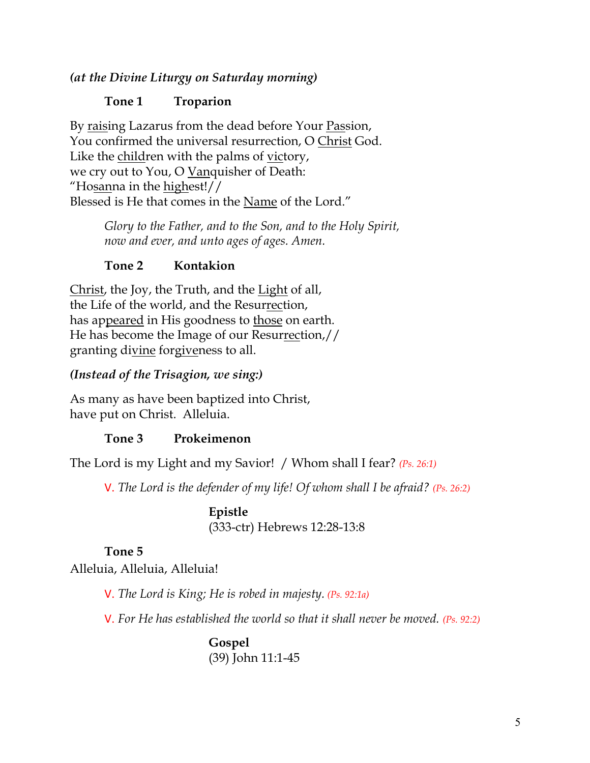***(at the Divine Liturgy on Saturday morning)***

**Tone 1 Troparion**

By raising Lazarus from the dead before Your Passion,
You confirmed the universal resurrection, O Christ God.
Like the children with the palms of victory,
we cry out to You, O Vanquisher of Death:
"Hosanna in the highest!//
Blessed is He that comes in the Name of the Lord."

> *Glory to the Father, and to the Son, and to the Holy Spirit,*
> *now and ever, and unto ages of ages. Amen.*

**Tone 2 Kontakion**

Christ, the Joy, the Truth, and the Light of all,
the Life of the world, and the Resurrection,
has appeared in His goodness to those on earth.
He has become the Image of our Resurrection,//
granting divine forgiveness to all.

***(Instead of the Trisagion, we sing:)***

As many as have been baptized into Christ,
have put on Christ. Alleluia.

**Tone 3 Prokeimenon**

The Lord is my Light and my Savior! / Whom shall I fear? *(Ps. 26:1)*

> V. *The Lord is the defender of my life! Of whom shall I be afraid?* *(Ps. 26:2)*

**Epistle**
(333-ctr) Hebrews 12:28-13:8

**Tone 5**
Alleluia, Alleluia, Alleluia!

> V. *The Lord is King; He is robed in majesty.* *(Ps. 92:1a)*
>
> V. *For He has established the world so that it shall never be moved.* *(Ps. 92:2)*

**Gospel**
(39) John 11:1-45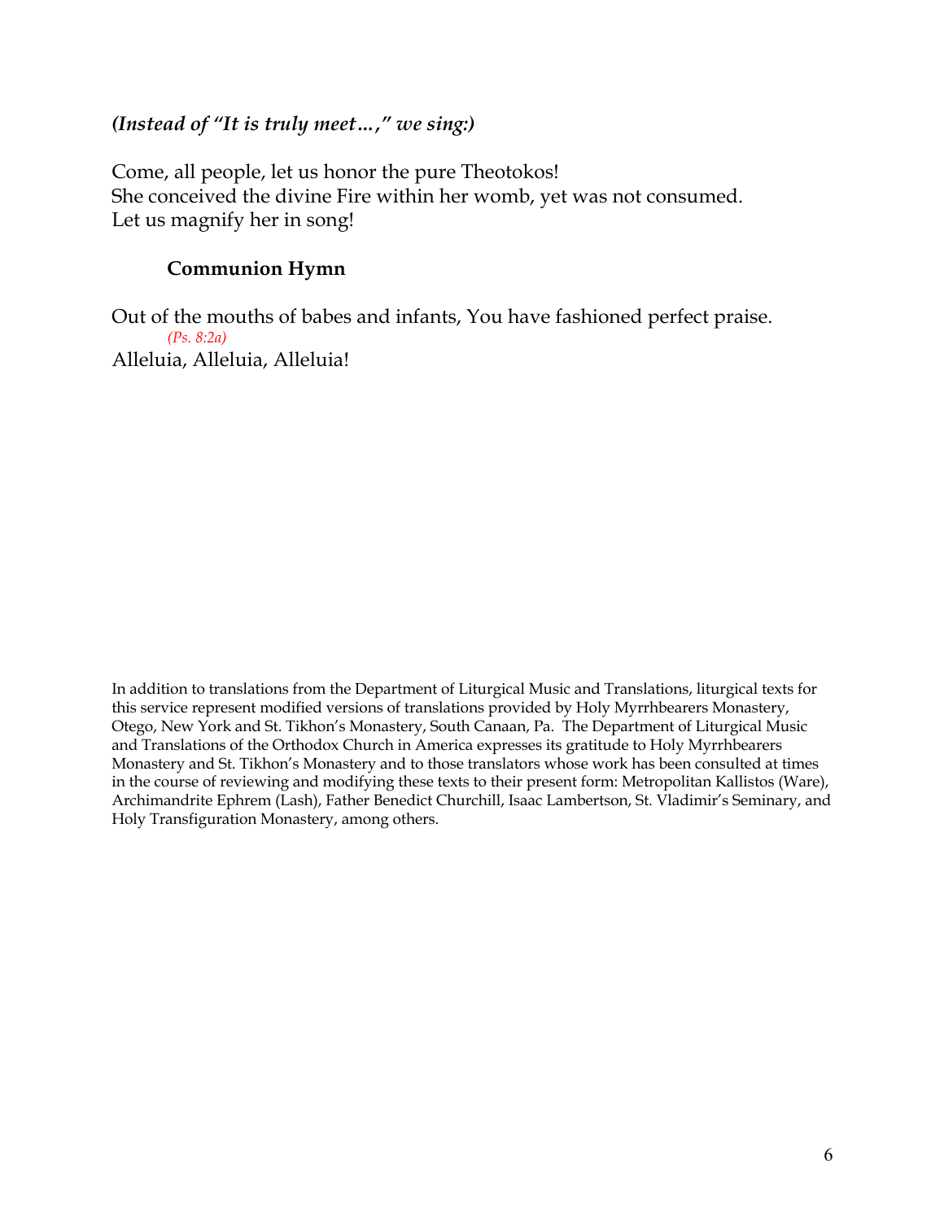***(Instead of "It is truly meet…," we sing:)***

Come, all people, let us honor the pure Theotokos!
She conceived the divine Fire within her womb, yet was not consumed.
Let us magnify her in song!

**Communion Hymn**

Out of the mouths of babes and infants, You have fashioned perfect praise.
*(Ps. 8:2a)*
Alleluia, Alleluia, Alleluia!

In addition to translations from the Department of Liturgical Music and Translations, liturgical texts for this service represent modified versions of translations provided by Holy Myrrhbearers Monastery, Otego, New York and St. Tikhon's Monastery, South Canaan, Pa. The Department of Liturgical Music and Translations of the Orthodox Church in America expresses its gratitude to Holy Myrrhbearers Monastery and St. Tikhon's Monastery and to those translators whose work has been consulted at times in the course of reviewing and modifying these texts to their present form: Metropolitan Kallistos (Ware), Archimandrite Ephrem (Lash), Father Benedict Churchill, Isaac Lambertson, St. Vladimir's Seminary, and Holy Transfiguration Monastery, among others.